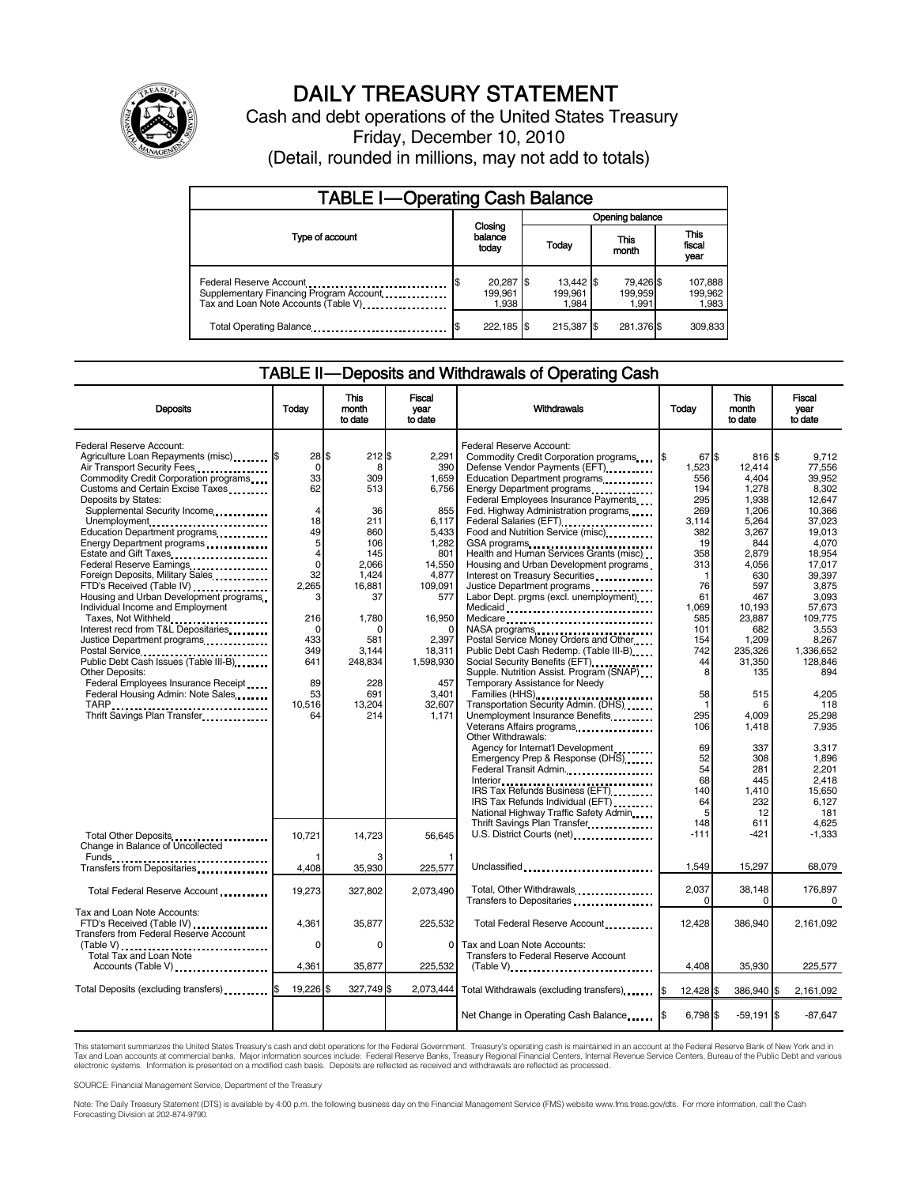# DAILY TREASURY STATEMENT

Cash and debt operations of the United States Treasury

Friday, December 10, 2010

(Detail, rounded in millions, may not add to totals)

## TABLE I—Operating Cash Balance

| Type of account | Closing balance today | Opening balance Today | Opening balance This month | Opening balance This fiscal year |
|---|---|---|---|---|
| Federal Reserve Account | $ 20,287 | $ 13,442 | $ 79,426 | $ 107,888 |
| Supplementary Financing Program Account | 199,961 | 199,961 | 199,959 | 199,962 |
| Tax and Loan Note Accounts (Table V) | 1,938 | 1,984 | 1,991 | 1,983 |
| Total Operating Balance | $ 222,185 | $ 215,387 | $ 281,376 | $ 309,833 |

## TABLE II—Deposits and Withdrawals of Operating Cash

| Deposits | Today | This month to date | Fiscal year to date |
|---|---|---|---|
| Federal Reserve Account: | | | |
| Agriculture Loan Repayments (misc) | $ 28 | $ 212 | $ 2,291 |
| Air Transport Security Fees | 0 | 8 | 390 |
| Commodity Credit Corporation programs | 33 | 309 | 1,659 |
| Customs and Certain Excise Taxes | 62 | 513 | 6,756 |
| Deposits by States: | | | |
| Supplemental Security Income | 4 | 36 | 855 |
| Unemployment | 18 | 211 | 6,117 |
| Education Department programs | 49 | 860 | 5,433 |
| Energy Department programs | 5 | 106 | 1,282 |
| Estate and Gift Taxes | 4 | 145 | 801 |
| Federal Reserve Earnings | 0 | 2,066 | 14,550 |
| Foreign Deposits, Military Sales | 32 | 1,424 | 4,877 |
| FTD's Received (Table IV) | 2,265 | 16,881 | 109,091 |
| Housing and Urban Development programs | 3 | 37 | 577 |
| Individual Income and Employment Taxes, Not Withheld | 216 | 1,780 | 16,950 |
| Interest recd from T&L Depositaries | 0 | 0 | 0 |
| Justice Department programs | 433 | 581 | 2,397 |
| Postal Service | 349 | 3,144 | 18,311 |
| Public Debt Cash Issues (Table III-B) | 641 | 248,834 | 1,598,930 |
| Other Deposits: | | | |
| Federal Employees Insurance Receipt | 89 | 228 | 457 |
| Federal Housing Admin: Note Sales | 53 | 691 | 3,401 |
| TARP | 10,516 | 13,204 | 32,607 |
| Thrift Savings Plan Transfer | 64 | 214 | 1,171 |
| Total Other Deposits | 10,721 | 14,723 | 56,645 |
| Change in Balance of Uncollected Funds | 1 | 3 | 1 |
| Transfers from Depositaries | 4,408 | 35,930 | 225,577 |
| Total Federal Reserve Account | 19,273 | 327,802 | 2,073,490 |
| Tax and Loan Note Accounts: | | | |
| FTD's Received (Table IV) | 4,361 | 35,877 | 225,532 |
| Transfers from Federal Reserve Account (Table V) | 0 | 0 | 0 |
| Total Tax and Loan Note Accounts (Table V) | 4,361 | 35,877 | 225,532 |
| Total Deposits (excluding transfers) | $ 19,226 | $ 327,749 | $ 2,073,444 |

| Withdrawals | Today | This month to date | Fiscal year to date |
|---|---|---|---|
| Federal Reserve Account: | | | |
| Commodity Credit Corporation programs | $ 67 | $ 816 | $ 9,712 |
| Defense Vendor Payments (EFT) | 1,523 | 12,414 | 77,556 |
| Education Department programs | 556 | 4,404 | 39,952 |
| Energy Department programs | 194 | 1,278 | 8,302 |
| Federal Employees Insurance Payments | 295 | 1,938 | 12,647 |
| Fed. Highway Administration programs | 269 | 1,206 | 10,366 |
| Federal Salaries (EFT) | 3,114 | 5,264 | 37,023 |
| Food and Nutrition Service (misc) | 382 | 3,267 | 19,013 |
| GSA programs | 19 | 844 | 4,070 |
| Health and Human Services Grants (misc) | 358 | 2,879 | 18,954 |
| Housing and Urban Development programs | 313 | 4,056 | 17,017 |
| Interest on Treasury Securities | 1 | 630 | 39,397 |
| Justice Department programs | 76 | 597 | 3,875 |
| Labor Dept. prgms (excl. unemployment) | 61 | 467 | 3,093 |
| Medicaid | 1,069 | 10,193 | 57,673 |
| Medicare | 585 | 23,887 | 109,775 |
| NASA programs | 101 | 682 | 3,553 |
| Postal Service Money Orders and Other | 154 | 1,209 | 8,267 |
| Public Debt Cash Redemp. (Table III-B) | 742 | 235,326 | 1,336,652 |
| Social Security Benefits (EFT) | 44 | 31,350 | 128,846 |
| Supple. Nutrition Assist. Program (SNAP) | 8 | 135 | 894 |
| Temporary Assistance for Needy Families (HHS) | 58 | 515 | 4,205 |
| Transportation Security Admin. (DHS) | 1 | 6 | 118 |
| Unemployment Insurance Benefits | 295 | 4,009 | 25,298 |
| Veterans Affairs programs | 106 | 1,418 | 7,935 |
| Other Withdrawals: | | | |
| Agency for Internat'l Development | 69 | 337 | 3,317 |
| Emergency Prep & Response (DHS) | 52 | 308 | 1,896 |
| Federal Transit Admin. | 54 | 281 | 2,201 |
| Interior | 68 | 445 | 2,418 |
| IRS Tax Refunds Business (EFT) | 140 | 1,410 | 15,650 |
| IRS Tax Refunds Individual (EFT) | 64 | 232 | 6,127 |
| National Highway Traffic Safety Admin | 5 | 12 | 181 |
| Thrift Savings Plan Transfer | 148 | 611 | 4,625 |
| U.S. District Courts (net) | -111 | -421 | -1,333 |
| Unclassified | 1,549 | 15,297 | 68,079 |
| Total, Other Withdrawals | 2,037 | 38,148 | 176,897 |
| Transfers to Depositaries | 0 | 0 | 0 |
| Total Federal Reserve Account | 12,428 | 386,940 | 2,161,092 |
| Tax and Loan Note Accounts: | | | |
| Transfers to Federal Reserve Account (Table V) | 4,408 | 35,930 | 225,577 |
| Total Withdrawals (excluding transfers) | $ 12,428 | $ 386,940 | $ 2,161,092 |
| Net Change in Operating Cash Balance | $ 6,798 | $ -59,191 | $ -87,647 |

This statement summarizes the United States Treasury's cash and debt operations for the Federal Government. Treasury's operating cash is maintained in an account at the Federal Reserve Bank of New York and in Tax and Loan accounts at commercial banks. Major information sources include: Federal Reserve Banks, Treasury Regional Financial Centers, Internal Revenue Service Centers, Bureau of the Public Debt and various electronic systems. Information is presented on a modified cash basis. Deposits are reflected as received and withdrawals are reflected as processed.

SOURCE: Financial Management Service, Department of the Treasury

Note: The Daily Treasury Statement (DTS) is available by 4:00 p.m. the following business day on the Financial Management Service (FMS) website www.fms.treas.gov/dts. For more information, call the Cash Forecasting Division at 202-874-9790.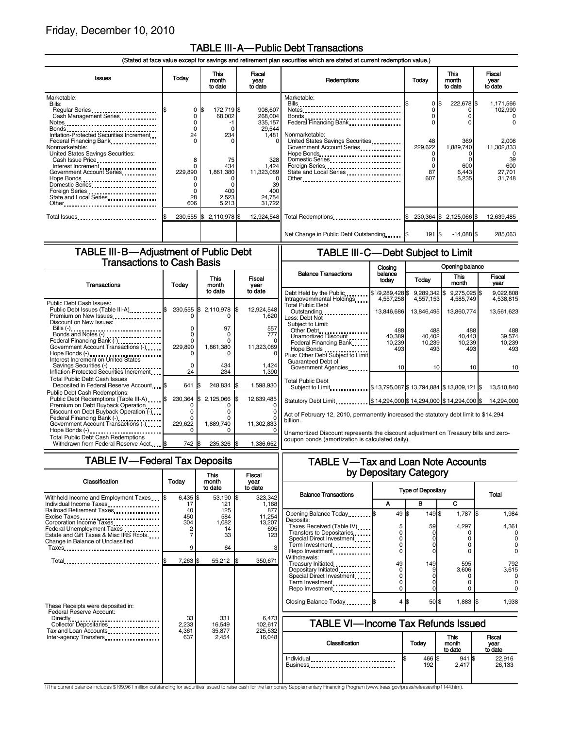Friday, December 10, 2010

## TABLE III-A—Public Debt Transactions

(Stated at face value except for savings and retirement plan securities which are stated at current redemption value.)

| Issues | Today | This month to date | Fiscal year to date |
|---|---|---|---|
| Marketable: | | | |
| Bills: | | | |
| Regular Series | $ 0 | $ 172,719 | $ 908,607 |
| Cash Management Series | 0 | 68,002 | 268,004 |
| Notes | 0 | -1 | 335,157 |
| Bonds | 0 | 0 | 29,544 |
| Inflation-Protected Securities Increment | 24 | 234 | 1,481 |
| Federal Financing Bank | 0 | 0 | 0 |
| Nonmarketable: | | | |
| United States Savings Securities: | | | |
| Cash Issue Price | 8 | 75 | 328 |
| Interest Increment | 0 | 434 | 1,424 |
| Government Account Series | 229,890 | 1,861,380 | 11,323,089 |
| Hope Bonds | 0 | 0 | 0 |
| Domestic Series | 0 | 0 | 39 |
| Foreign Series | 0 | 400 | 400 |
| State and Local Series | 28 | 2,523 | 24,754 |
| Other | 606 | 5,213 | 31,722 |
| Total Issues | $ 230,555 | $ 2,110,978 | $ 12,924,548 |

| Redemptions | Today | This month to date | Fiscal year to date |
|---|---|---|---|
| Marketable: | | | |
| Bills | $ 0 | $ 222,678 | $ 1,171,566 |
| Notes | 0 | 0 | 102,990 |
| Bonds | 0 | 0 | 0 |
| Federal Financing Bank | 0 | 0 | 0 |
| Nonmarketable: | | | |
| United States Savings Securities | 48 | 369 | 2,008 |
| Government Account Series | 229,622 | 1,889,740 | 11,302,833 |
| Hope Bonds | 0 | 0 | 0 |
| Domestic Series | 0 | 0 | 39 |
| Foreign Series | 0 | 600 | 600 |
| State and Local Series | 87 | 6,443 | 27,701 |
| Other | 607 | 5,235 | 31,748 |
| Total Redemptions | $ 230,364 | $ 2,125,066 | $ 12,639,485 |
| Net Change in Public Debt Outstanding | $ 191 | $ -14,088 | $ 285,063 |

## TABLE III-B—Adjustment of Public Debt Transactions to Cash Basis

| Transactions | Today | This month to date | Fiscal year to date |
|---|---|---|---|
| Public Debt Cash Issues: | | | |
| Public Debt Issues (Table III-A) | $ 230,555 | $ 2,110,978 | $ 12,924,548 |
| Premium on New Issues | 0 | 0 | 1,620 |
| Discount on New Issues: | | | |
| Bills (-) | 0 | 97 | 557 |
| Bonds and Notes (-) | 0 | 0 | 777 |
| Federal Financing Bank (-) | 0 | 0 | 0 |
| Government Account Transactions (-) | 229,890 | 1,861,380 | 11,323,089 |
| Hope Bonds (-) | 0 | 0 | 0 |
| Interest Increment on United States Savings Securities (-) | 0 | 434 | 1,424 |
| Inflation-Protected Securities Increment | 24 | 234 | 1,390 |
| Total Public Debt Cash Issues Deposited in Federal Reserve Account | $ 641 | $ 248,834 | $ 1,598,930 |
| Public Debt Cash Redemptions: | | | |
| Public Debt Redemptions (Table III-A) | $ 230,364 | $ 2,125,066 | $ 12,639,485 |
| Premium on Debt Buyback Operation | 0 | 0 | 0 |
| Discount on Debt Buyback Operation (-) | 0 | 0 | 0 |
| Federal Financing Bank (-) | 0 | 0 | 0 |
| Government Account Transactions (-) | 229,622 | 1,889,740 | 11,302,833 |
| Hope Bonds (-) | 0 | 0 | 0 |
| Total Public Debt Cash Redemptions Withdrawn from Federal Reserve Acct. | $ 742 | $ 235,326 | $ 1,336,652 |

## TABLE III-C—Debt Subject to Limit

| Balance Transactions | Closing balance today | Opening balance | | |
|---|---|---|---|---|
| | | Today | This month | Fiscal year |
| Debt Held by the Public | $ [1]9,289,428 | $ 9,289,342 | $ 9,275,025 | $ 9,022,808 |
| Intragovernmental Holdings | 4,557,258 | 4,557,153 | 4,585,749 | 4,538,815 |
| Total Public Debt Outstanding | 13,846,686 | 13,846,495 | 13,860,774 | 13,561,623 |
| Less: Debt Not Subject to Limit: | | | | |
| Other Debt | 488 | 488 | 488 | 488 |
| Unamortized Discount | 40,389 | 40,402 | 40,443 | 39,574 |
| Federal Financing Bank | 10,239 | 10,239 | 10,239 | 10,239 |
| Hope Bonds | 493 | 493 | 493 | 493 |
| Plus: Other Debt Subject to Limit Guaranteed Debt of Government Agencies | 10 | 10 | 10 | 10 |
| Total Public Debt Subject to Limit | $ 13,795,087 | $ 13,794,884 | $ 13,809,121 | $ 13,510,840 |
| Statutory Debt Limit | $ 14,294,000 | $ 14,294,000 | $ 14,294,000 | $ 14,294,000 |

Act of February 12, 2010, permanently increased the statutory debt limit to $14,294 billion.

Unamortized Discount represents the discount adjustment on Treasury bills and zero-coupon bonds (amortization is calculated daily).

## TABLE IV—Federal Tax Deposits

| Classification | Today | This month to date | Fiscal year to date |
|---|---|---|---|
| Withheld Income and Employment Taxes | $ 6,435 | $ 53,190 | $ 323,342 |
| Individual Income Taxes | 17 | 121 | 1,168 |
| Railroad Retirement Taxes | 40 | 125 | 877 |
| Excise Taxes | 450 | 584 | 11,254 |
| Corporation Income Taxes | 304 | 1,082 | 13,207 |
| Federal Unemployment Taxes | 2 | 14 | 695 |
| Estate and Gift Taxes & Misc IRS Rcpts. | 7 | 33 | 123 |
| Change in Balance of Unclassified Taxes | 9 | 64 | 3 |
| Total | $ 7,263 | $ 55,212 | $ 350,671 |
| These Receipts were deposited in: | | | |
| Federal Reserve Account: | | | |
| Directly | 33 | 331 | 6,473 |
| Collector Depositaries | 2,233 | 16,549 | 102,617 |
| Tax and Loan Accounts | 4,361 | 35,877 | 225,532 |
| Inter-agency Transfers | 637 | 2,454 | 16,048 |

## TABLE V—Tax and Loan Note Accounts by Depositary Category

| Balance Transactions | Type of Depositary | | | Total |
|---|---|---|---|---|
| | A | B | C | |
| Opening Balance Today | $ 49 | $ 149 | $ 1,787 | $ 1,984 |
| Deposits: | | | | |
| Taxes Received (Table IV) | 5 | 59 | 4,297 | 4,361 |
| Transfers to Depositaries | 0 | 0 | 0 | 0 |
| Special Direct Investment | 0 | 0 | 0 | 0 |
| Term Investment | 0 | 0 | 0 | 0 |
| Repo Investment | 0 | 0 | 0 | 0 |
| Withdrawals: | | | | |
| Treasury Initiated | 49 | 149 | 595 | 792 |
| Depositary Initiated | 0 | 9 | 3,606 | 3,615 |
| Special Direct Investment | 0 | 0 | 0 | 0 |
| Term Investment | 0 | 0 | 0 | 0 |
| Repo Investment | 0 | 0 | 0 | 0 |
| Closing Balance Today | $ 4 | $ 50 | $ 1,883 | $ 1,938 |

## TABLE VI—Income Tax Refunds Issued

| Classification | Today | This month to date | Fiscal year to date |
|---|---|---|---|
| Individual | $ 466 | $ 941 | $ 22,916 |
| Business | 192 | 2,417 | 26,133 |

1/The current balance includes $199,961 million outstanding for securities issued to raise cash for the temporary Supplementary Financing Program (www.treas.gov/press/releases/hp1144.htm).